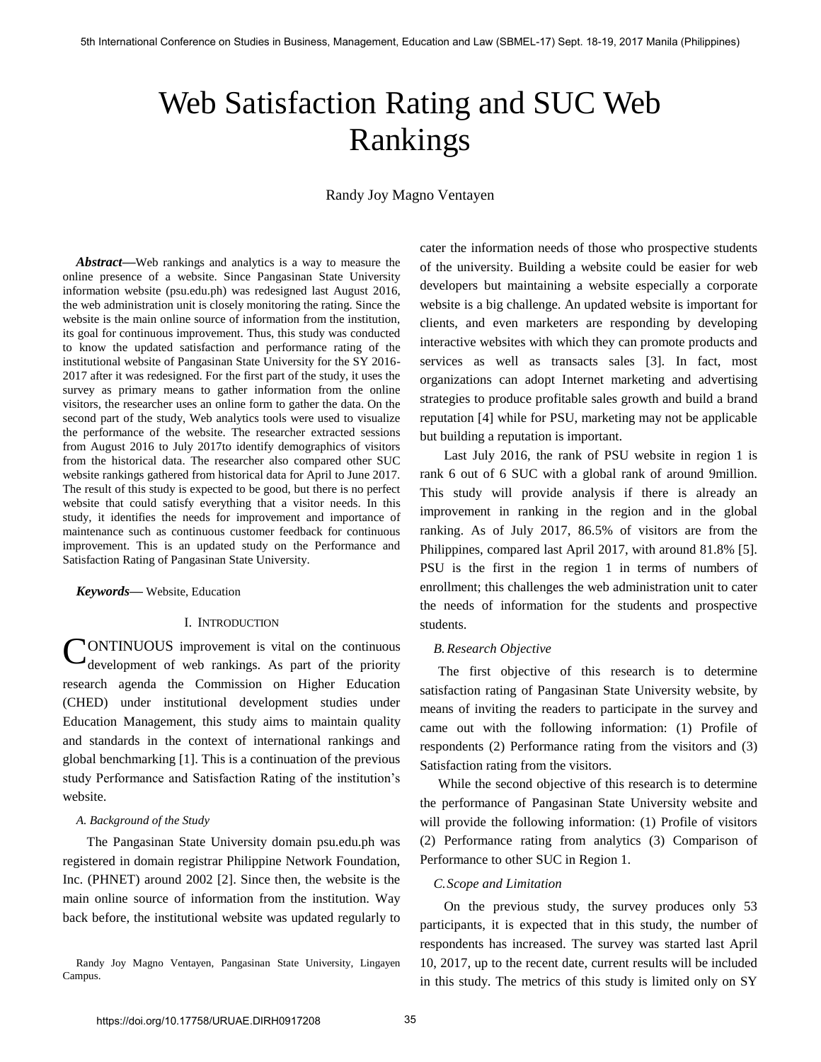# Web Satisfaction Rating and SUC Web Rankings

Randy Joy Magno Ventayen

***Abstract*—**Web rankings and analytics is a way to measure the online presence of a website. Since Pangasinan State University information website (psu.edu.ph) was redesigned last August 2016, the web administration unit is closely monitoring the rating. Since the website is the main online source of information from the institution, its goal for continuous improvement. Thus, this study was conducted to know the updated satisfaction and performance rating of the institutional website of Pangasinan State University for the SY 2016-2017 after it was redesigned. For the first part of the study, it uses the survey as primary means to gather information from the online visitors, the researcher uses an online form to gather the data. On the second part of the study, Web analytics tools were used to visualize the performance of the website. The researcher extracted sessions from August 2016 to July 2017to identify demographics of visitors from the historical data. The researcher also compared other SUC website rankings gathered from historical data for April to June 2017. The result of this study is expected to be good, but there is no perfect website that could satisfy everything that a visitor needs. In this study, it identifies the needs for improvement and importance of maintenance such as continuous customer feedback for continuous improvement. This is an updated study on the Performance and Satisfaction Rating of Pangasinan State University.

***Keywords*—** Website, Education

## I. Introduction

CONTINUOUS improvement is vital on the continuous development of web rankings. As part of the priority research agenda the Commission on Higher Education (CHED) under institutional development studies under Education Management, this study aims to maintain quality and standards in the context of international rankings and global benchmarking [1]. This is a continuation of the previous study Performance and Satisfaction Rating of the institution's website.

### *A. Background of the Study*

The Pangasinan State University domain psu.edu.ph was registered in domain registrar Philippine Network Foundation, Inc. (PHNET) around 2002 [2]. Since then, the website is the main online source of information from the institution. Way back before, the institutional website was updated regularly to cater the information needs of those who prospective students of the university. Building a website could be easier for web developers but maintaining a website especially a corporate website is a big challenge. An updated website is important for clients, and even marketers are responding by developing interactive websites with which they can promote products and services as well as transacts sales [3]. In fact, most organizations can adopt Internet marketing and advertising strategies to produce profitable sales growth and build a brand reputation [4] while for PSU, marketing may not be applicable but building a reputation is important.

Last July 2016, the rank of PSU website in region 1 is rank 6 out of 6 SUC with a global rank of around 9million. This study will provide analysis if there is already an improvement in ranking in the region and in the global ranking. As of July 2017, 86.5% of visitors are from the Philippines, compared last April 2017, with around 81.8% [5]. PSU is the first in the region 1 in terms of numbers of enrollment; this challenges the web administration unit to cater the needs of information for the students and prospective students.

### *B. Research Objective*

The first objective of this research is to determine satisfaction rating of Pangasinan State University website, by means of inviting the readers to participate in the survey and came out with the following information: (1) Profile of respondents (2) Performance rating from the visitors and (3) Satisfaction rating from the visitors.

While the second objective of this research is to determine the performance of Pangasinan State University website and will provide the following information: (1) Profile of visitors (2) Performance rating from analytics (3) Comparison of Performance to other SUC in Region 1.

### *C. Scope and Limitation*

On the previous study, the survey produces only 53 participants, it is expected that in this study, the number of respondents has increased. The survey was started last April 10, 2017, up to the recent date, current results will be included in this study. The metrics of this study is limited only on SY

Randy Joy Magno Ventayen, Pangasinan State University, Lingayen Campus.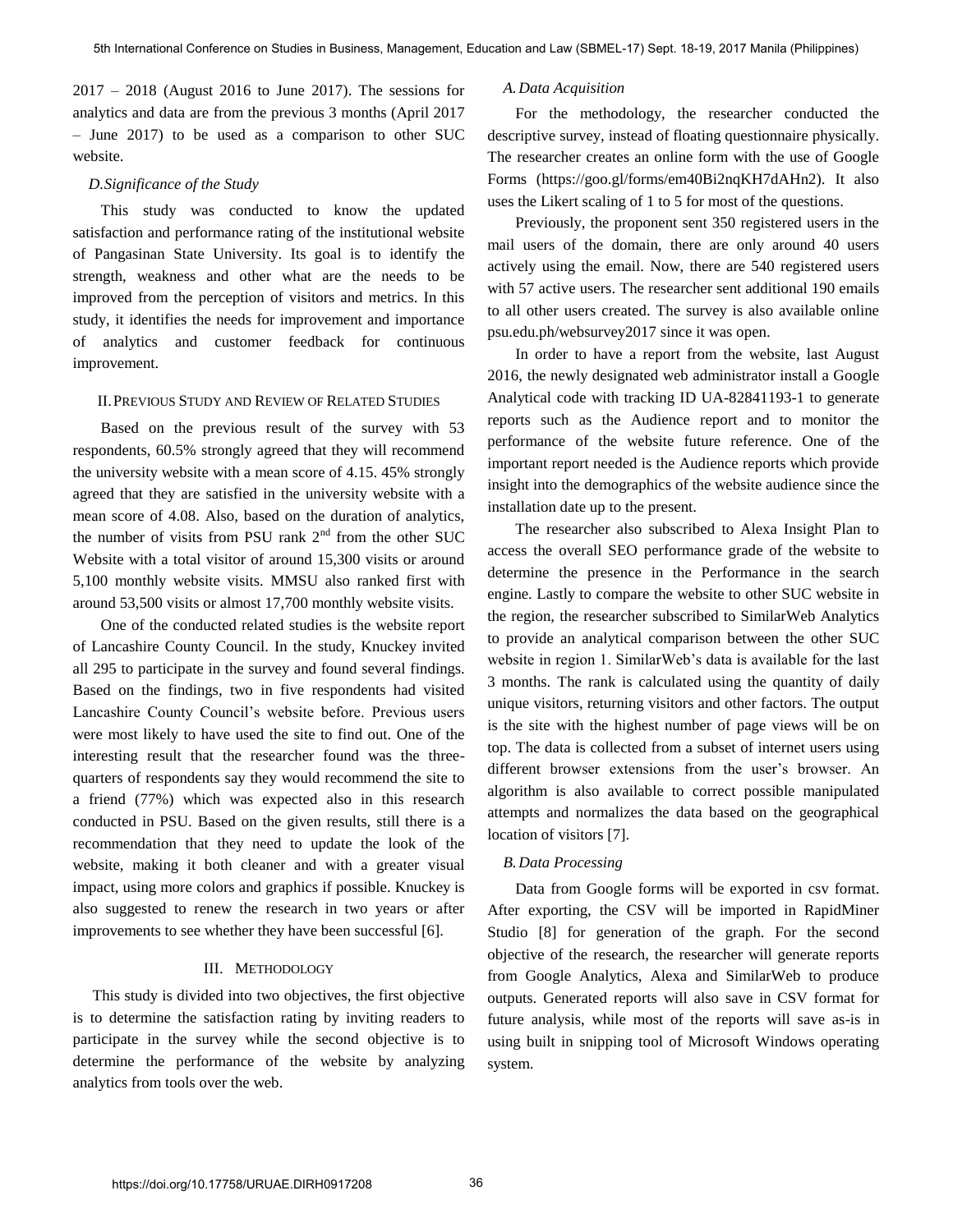2017 – 2018 (August 2016 to June 2017). The sessions for analytics and data are from the previous 3 months (April 2017 – June 2017) to be used as a comparison to other SUC website.

### *D. Significance of the Study*

This study was conducted to know the updated satisfaction and performance rating of the institutional website of Pangasinan State University. Its goal is to identify the strength, weakness and other what are the needs to be improved from the perception of visitors and metrics. In this study, it identifies the needs for improvement and importance of analytics and customer feedback for continuous improvement.

## II. Previous Study and Review of Related Studies

Based on the previous result of the survey with 53 respondents, 60.5% strongly agreed that they will recommend the university website with a mean score of 4.15. 45% strongly agreed that they are satisfied in the university website with a mean score of 4.08. Also, based on the duration of analytics, the number of visits from PSU rank 2nd from the other SUC Website with a total visitor of around 15,300 visits or around 5,100 monthly website visits. MMSU also ranked first with around 53,500 visits or almost 17,700 monthly website visits.

One of the conducted related studies is the website report of Lancashire County Council. In the study, Knuckey invited all 295 to participate in the survey and found several findings. Based on the findings, two in five respondents had visited Lancashire County Council's website before. Previous users were most likely to have used the site to find out. One of the interesting result that the researcher found was the three-quarters of respondents say they would recommend the site to a friend (77%) which was expected also in this research conducted in PSU. Based on the given results, still there is a recommendation that they need to update the look of the website, making it both cleaner and with a greater visual impact, using more colors and graphics if possible. Knuckey is also suggested to renew the research in two years or after improvements to see whether they have been successful [6].

## III. Methodology

This study is divided into two objectives, the first objective is to determine the satisfaction rating by inviting readers to participate in the survey while the second objective is to determine the performance of the website by analyzing analytics from tools over the web.

### *A. Data Acquisition*

For the methodology, the researcher conducted the descriptive survey, instead of floating questionnaire physically. The researcher creates an online form with the use of Google Forms (https://goo.gl/forms/em40Bi2nqKH7dAHn2). It also uses the Likert scaling of 1 to 5 for most of the questions.

Previously, the proponent sent 350 registered users in the mail users of the domain, there are only around 40 users actively using the email. Now, there are 540 registered users with 57 active users. The researcher sent additional 190 emails to all other users created. The survey is also available online psu.edu.ph/websurvey2017 since it was open.

In order to have a report from the website, last August 2016, the newly designated web administrator install a Google Analytical code with tracking ID UA-82841193-1 to generate reports such as the Audience report and to monitor the performance of the website future reference. One of the important report needed is the Audience reports which provide insight into the demographics of the website audience since the installation date up to the present.

The researcher also subscribed to Alexa Insight Plan to access the overall SEO performance grade of the website to determine the presence in the Performance in the search engine. Lastly to compare the website to other SUC website in the region, the researcher subscribed to SimilarWeb Analytics to provide an analytical comparison between the other SUC website in region 1. SimilarWeb's data is available for the last 3 months. The rank is calculated using the quantity of daily unique visitors, returning visitors and other factors. The output is the site with the highest number of page views will be on top. The data is collected from a subset of internet users using different browser extensions from the user's browser. An algorithm is also available to correct possible manipulated attempts and normalizes the data based on the geographical location of visitors [7].

### *B. Data Processing*

Data from Google forms will be exported in csv format. After exporting, the CSV will be imported in RapidMiner Studio [8] for generation of the graph. For the second objective of the research, the researcher will generate reports from Google Analytics, Alexa and SimilarWeb to produce outputs. Generated reports will also save in CSV format for future analysis, while most of the reports will save as-is in using built in snipping tool of Microsoft Windows operating system.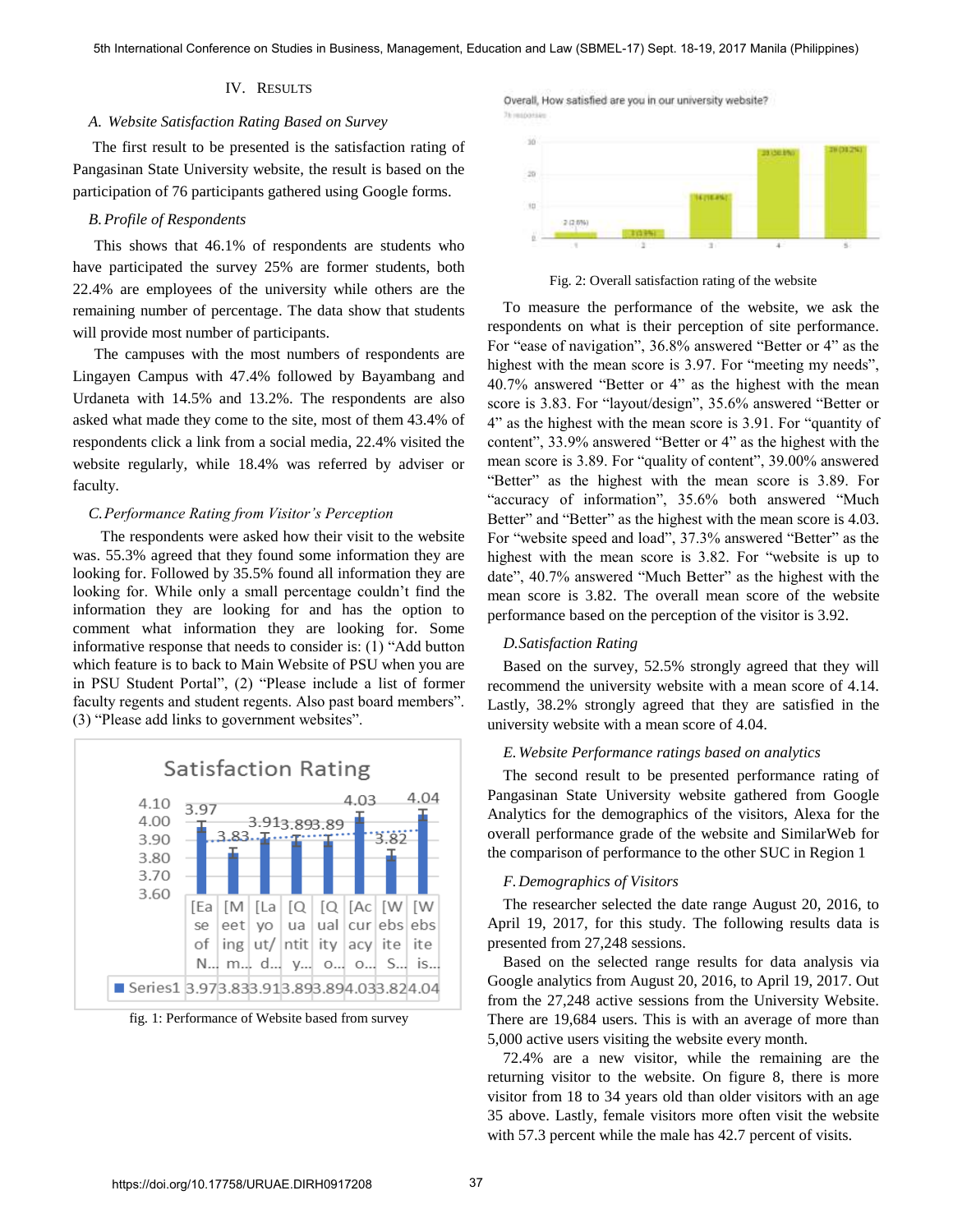## IV. Results

### A. Website Satisfaction Rating Based on Survey

The first result to be presented is the satisfaction rating of Pangasinan State University website, the result is based on the participation of 76 participants gathered using Google forms.

### B. Profile of Respondents

This shows that 46.1% of respondents are students who have participated the survey 25% are former students, both 22.4% are employees of the university while others are the remaining number of percentage. The data show that students will provide most number of participants.

The campuses with the most numbers of respondents are Lingayen Campus with 47.4% followed by Bayambang and Urdaneta with 14.5% and 13.2%. The respondents are also asked what made they come to the site, most of them 43.4% of respondents click a link from a social media, 22.4% visited the website regularly, while 18.4% was referred by adviser or faculty.

### C. Performance Rating from Visitor's Perception

The respondents were asked how their visit to the website was. 55.3% agreed that they found some information they are looking for. Followed by 35.5% found all information they are looking for. While only a small percentage couldn't find the information they are looking for and has the option to comment what information they are looking for. Some informative response that needs to consider is: (1) "Add button which feature is to back to Main Website of PSU when you are in PSU Student Portal", (2) "Please include a list of former faculty regents and student regents. Also past board members". (3) "Please add links to government websites".

fig. 1: Performance of Website based from survey

Fig. 2: Overall satisfaction rating of the website

To measure the performance of the website, we ask the respondents on what is their perception of site performance. For "ease of navigation", 36.8% answered "Better or 4" as the highest with the mean score is 3.97. For "meeting my needs", 40.7% answered "Better or 4" as the highest with the mean score is 3.83. For "layout/design", 35.6% answered "Better or 4" as the highest with the mean score is 3.91. For "quantity of content", 33.9% answered "Better or 4" as the highest with the mean score is 3.89. For "quality of content", 39.00% answered "Better" as the highest with the mean score is 3.89. For "accuracy of information", 35.6% both answered "Much Better" and "Better" as the highest with the mean score is 4.03. For "website speed and load", 37.3% answered "Better" as the highest with the mean score is 3.82. For "website is up to date", 40.7% answered "Much Better" as the highest with the mean score is 3.82. The overall mean score of the website performance based on the perception of the visitor is 3.92.

### D. Satisfaction Rating

Based on the survey, 52.5% strongly agreed that they will recommend the university website with a mean score of 4.14. Lastly, 38.2% strongly agreed that they are satisfied in the university website with a mean score of 4.04.

### E. Website Performance ratings based on analytics

The second result to be presented performance rating of Pangasinan State University website gathered from Google Analytics for the demographics of the visitors, Alexa for the overall performance grade of the website and SimilarWeb for the comparison of performance to the other SUC in Region 1

### F. Demographics of Visitors

The researcher selected the date range August 20, 2016, to April 19, 2017, for this study. The following results data is presented from 27,248 sessions.

Based on the selected range results for data analysis via Google analytics from August 20, 2016, to April 19, 2017. Out from the 27,248 active sessions from the University Website. There are 19,684 users. This is with an average of more than 5,000 active users visiting the website every month.

72.4% are a new visitor, while the remaining are the returning visitor to the website. On figure 8, there is more visitor from 18 to 34 years old than older visitors with an age 35 above. Lastly, female visitors more often visit the website with 57.3 percent while the male has 42.7 percent of visits.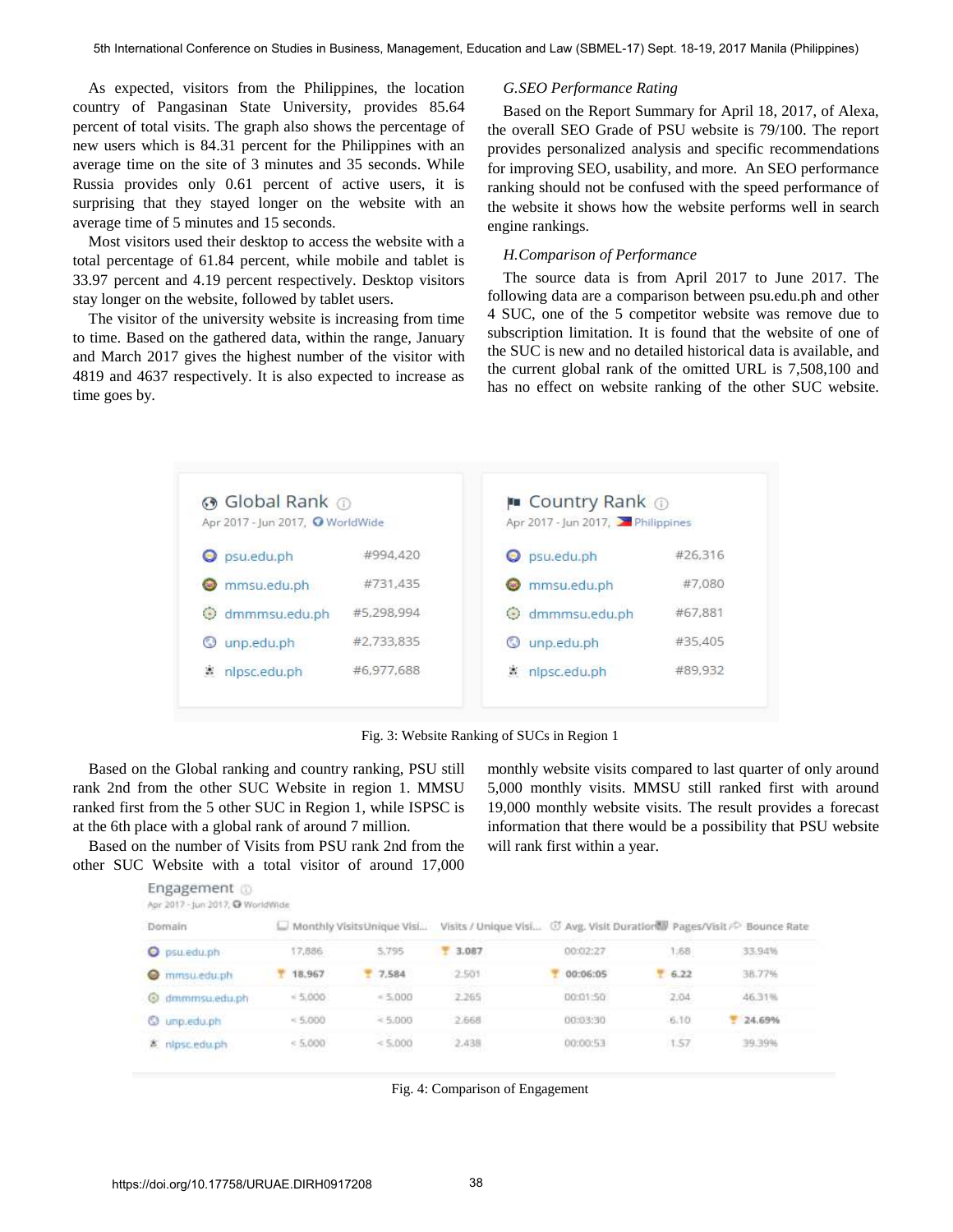As expected, visitors from the Philippines, the location country of Pangasinan State University, provides 85.64 percent of total visits. The graph also shows the percentage of new users which is 84.31 percent for the Philippines with an average time on the site of 3 minutes and 35 seconds. While Russia provides only 0.61 percent of active users, it is surprising that they stayed longer on the website with an average time of 5 minutes and 15 seconds.

Most visitors used their desktop to access the website with a total percentage of 61.84 percent, while mobile and tablet is 33.97 percent and 4.19 percent respectively. Desktop visitors stay longer on the website, followed by tablet users.

The visitor of the university website is increasing from time to time. Based on the gathered data, within the range, January and March 2017 gives the highest number of the visitor with 4819 and 4637 respectively. It is also expected to increase as time goes by.

### *G.SEO Performance Rating*

Based on the Report Summary for April 18, 2017, of Alexa, the overall SEO Grade of PSU website is 79/100. The report provides personalized analysis and specific recommendations for improving SEO, usability, and more. An SEO performance ranking should not be confused with the speed performance of the website it shows how the website performs well in search engine rankings.

### *H.Comparison of Performance*

The source data is from April 2017 to June 2017. The following data are a comparison between psu.edu.ph and other 4 SUC, one of the 5 competitor website was remove due to subscription limitation. It is found that the website of one of the SUC is new and no detailed historical data is available, and the current global rank of the omitted URL is 7,508,100 and has no effect on website ranking of the other SUC website.

| Global Rank (Apr 2017 - Jun 2017, WorldWide) | | Country Rank (Apr 2017 - Jun 2017, Philippines) | |
|---|---|---|---|
| psu.edu.ph | #994,420 | psu.edu.ph | #26,316 |
| mmsu.edu.ph | #731,435 | mmsu.edu.ph | #7,080 |
| dmmmsu.edu.ph | #5,298,994 | dmmmsu.edu.ph | #67,881 |
| unp.edu.ph | #2,733,835 | unp.edu.ph | #35,405 |
| nlpsc.edu.ph | #6,977,688 | nlpsc.edu.ph | #89,932 |

Fig. 3: Website Ranking of SUCs in Region 1

Based on the Global ranking and country ranking, PSU still rank 2nd from the other SUC Website in region 1. MMSU ranked first from the 5 other SUC in Region 1, while ISPSC is at the 6th place with a global rank of around 7 million.

Based on the number of Visits from PSU rank 2nd from the other SUC Website with a total visitor of around 17,000 monthly website visits compared to last quarter of only around 5,000 monthly visits. MMSU still ranked first with around 19,000 monthly website visits. The result provides a forecast information that there would be a possibility that PSU website will rank first within a year.

Engagement (Apr 2017 - Jun 2017, WorldWide)

| Domain | Monthly Visits | Unique Visi... | Visits / Unique Visi... | Avg. Visit Duration | Pages/Visit | Bounce Rate |
|---|---|---|---|---|---|---|
| psu.edu.ph | 17,886 | 5,795 | 3.087 | 00:02:27 | 1.68 | 33.94% |
| mmsu.edu.ph | 18,967 | 7,584 | 2.501 | 00:06:05 | 6.22 | 38.77% |
| dmmmsu.edu.ph | < 5,000 | < 5,000 | 2.265 | 00:01:50 | 2.04 | 46.31% |
| unp.edu.ph | < 5,000 | < 5,000 | 2.668 | 00:03:30 | 6.10 | 24.69% |
| nlpsc.edu.ph | < 5,000 | < 5,000 | 2.438 | 00:00:53 | 1.57 | 39.39% |

Fig. 4: Comparison of Engagement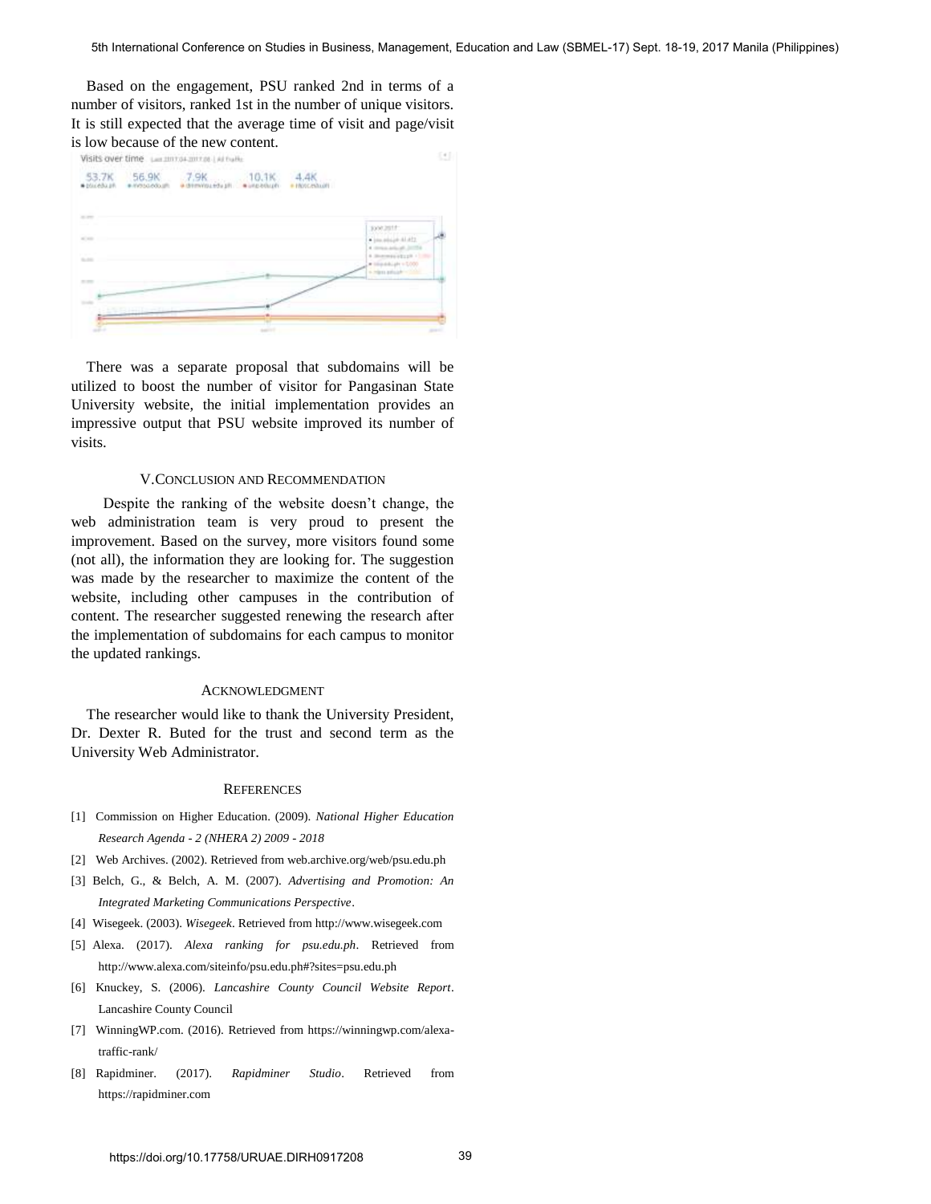Based on the engagement, PSU ranked 2nd in terms of a number of visitors, ranked 1st in the number of unique visitors. It is still expected that the average time of visit and page/visit is low because of the new content.

Visits over time

53.7K psu.edu.ph
56.9K mmsu.edu.ph
7.9K dmmmsu.edu.ph
10.1K unp.edu.ph
4.4K nlpsc.edu.ph

June 2017

There was a separate proposal that subdomains will be utilized to boost the number of visitor for Pangasinan State University website, the initial implementation provides an impressive output that PSU website improved its number of visits.

## V. Conclusion and Recommendation

Despite the ranking of the website doesn't change, the web administration team is very proud to present the improvement. Based on the survey, more visitors found some (not all), the information they are looking for. The suggestion was made by the researcher to maximize the content of the website, including other campuses in the contribution of content. The researcher suggested renewing the research after the implementation of subdomains for each campus to monitor the updated rankings.

## Acknowledgment

The researcher would like to thank the University President, Dr. Dexter R. Buted for the trust and second term as the University Web Administrator.

## References

[1] Commission on Higher Education. (2009). *National Higher Education Research Agenda - 2 (NHERA 2) 2009 - 2018*

[2] Web Archives. (2002). Retrieved from web.archive.org/web/psu.edu.ph

[3] Belch, G., & Belch, A. M. (2007). *Advertising and Promotion: An Integrated Marketing Communications Perspective*.

[4] Wisegeek. (2003). *Wisegeek*. Retrieved from http://www.wisegeek.com

[5] Alexa. (2017). *Alexa ranking for psu.edu.ph*. Retrieved from http://www.alexa.com/siteinfo/psu.edu.ph#?sites=psu.edu.ph

[6] Knuckey, S. (2006). *Lancashire County Council Website Report*. Lancashire County Council

[7] WinningWP.com. (2016). Retrieved from https://winningwp.com/alexa-traffic-rank/

[8] Rapidminer. (2017). *Rapidminer Studio*. Retrieved from https://rapidminer.com